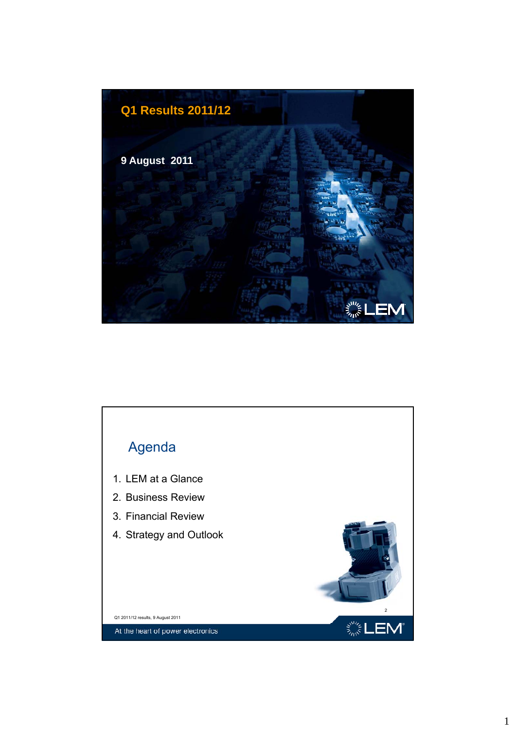# Q1 Results 2011/12

**9 August 2011**

LEM

## Agenda

1. LEM at a Glance
2. Business Review
3. Financial Review
4. Strategy and Outlook

Q1 2011/12 results, 9 August 2011

At the heart of power electronics

LEM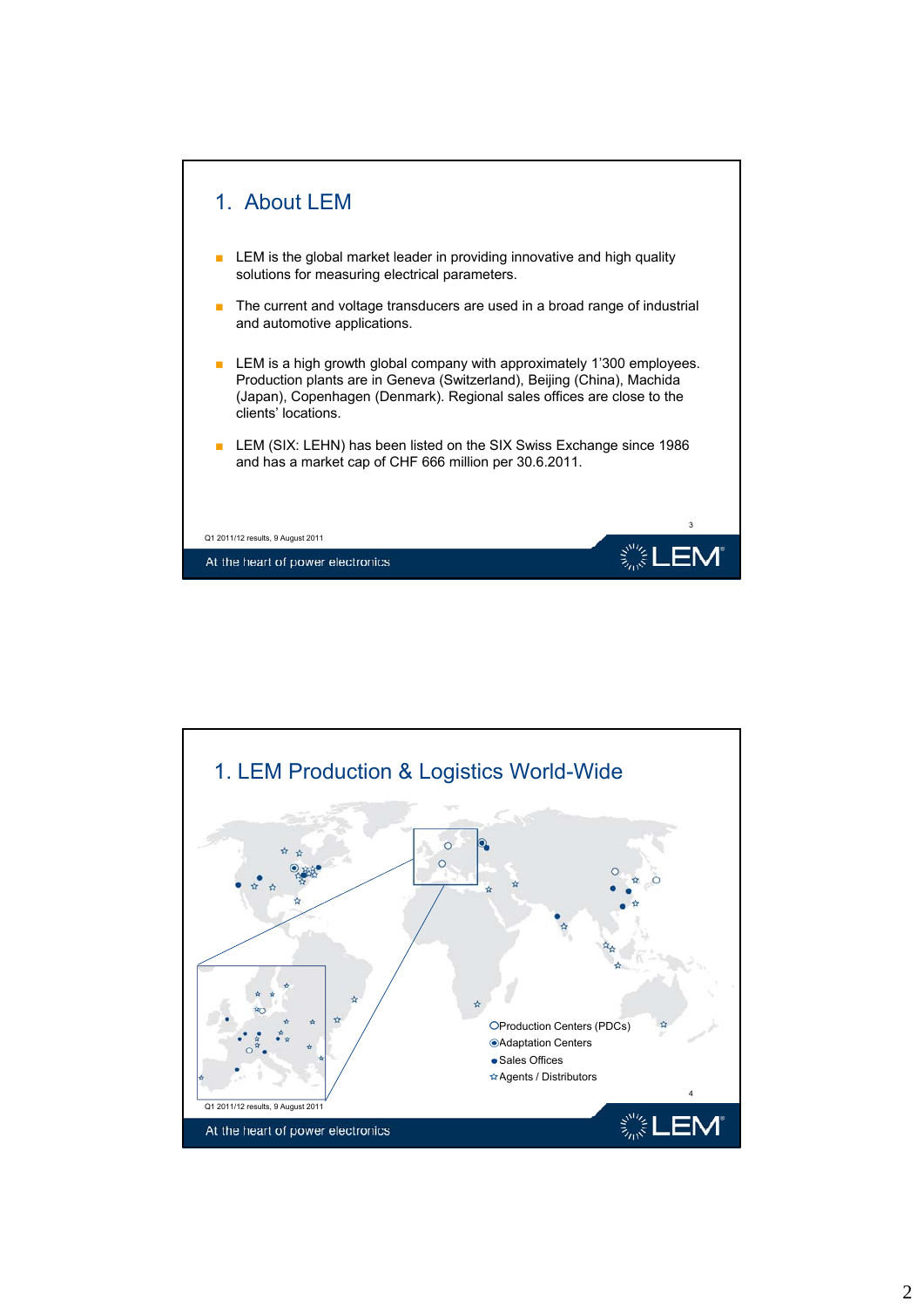# 1. About LEM

- LEM is the global market leader in providing innovative and high quality solutions for measuring electrical parameters.
- The current and voltage transducers are used in a broad range of industrial and automotive applications.
- LEM is a high growth global company with approximately 1'300 employees. Production plants are in Geneva (Switzerland), Beijing (China), Machida (Japan), Copenhagen (Denmark). Regional sales offices are close to the clients' locations.
- LEM (SIX: LEHN) has been listed on the SIX Swiss Exchange since 1986 and has a market cap of CHF 666 million per 30.6.2011.

Q1 2011/12 results, 9 August 2011

At the heart of power electronics

# 1. LEM Production & Logistics World-Wide

- ○ Production Centers (PDCs)
- ◉ Adaptation Centers
- ● Sales Offices
- ☆ Agents / Distributors

Q1 2011/12 results, 9 August 2011

At the heart of power electronics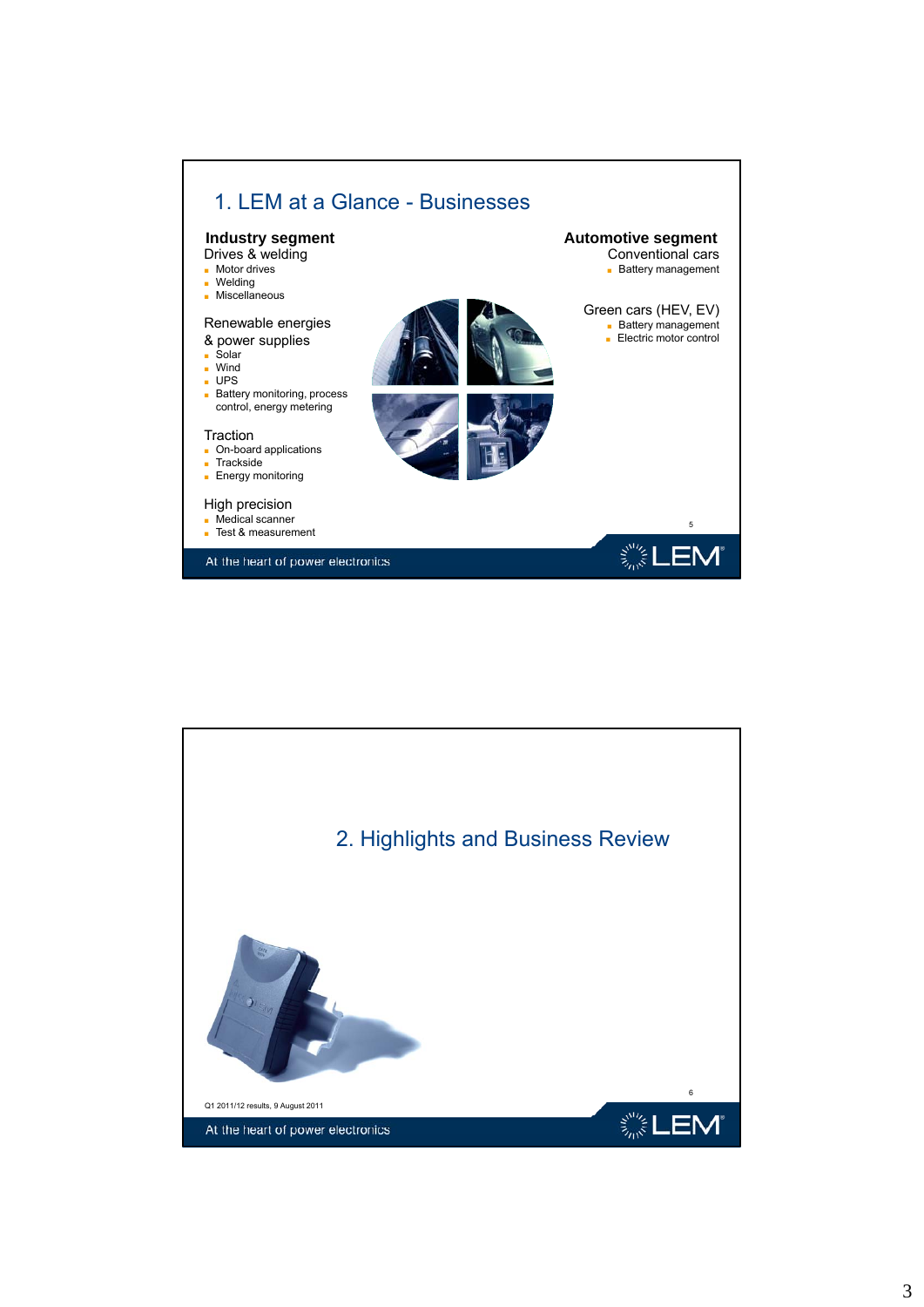## 1. LEM at a Glance - Businesses

**Industry segment**

Drives & welding
- Motor drives
- Welding
- Miscellaneous

Renewable energies & power supplies
- Solar
- Wind
- UPS
- Battery monitoring, process control, energy metering

Traction
- On-board applications
- Trackside
- Energy monitoring

High precision
- Medical scanner
- Test & measurement

**Automotive segment**

Conventional cars
- Battery management

Green cars (HEV, EV)
- Battery management
- Electric motor control

At the heart of power electronics

## 2. Highlights and Business Review

Q1 2011/12 results, 9 August 2011

At the heart of power electronics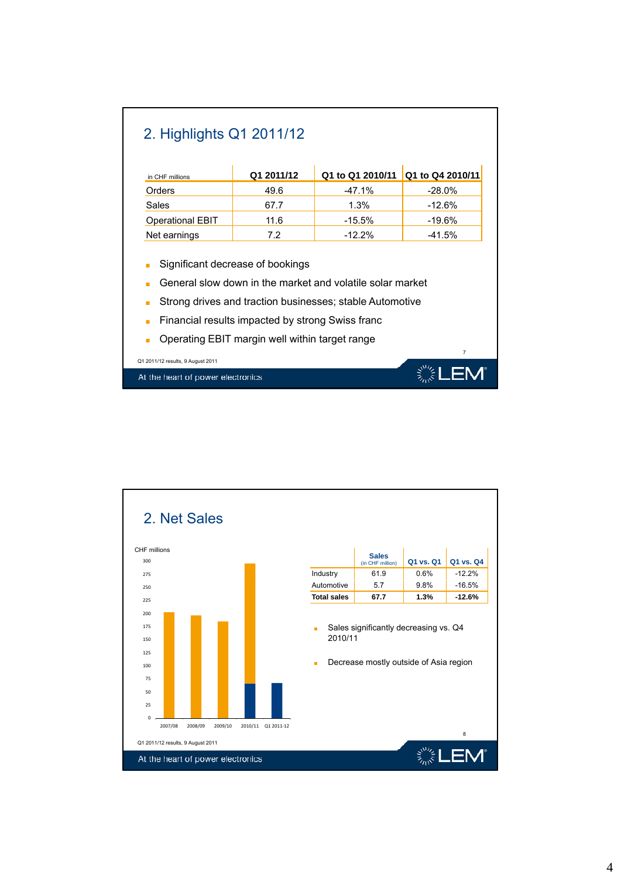## 2. Highlights Q1 2011/12

| in CHF millions | Q1 2011/12 | Q1 to Q1 2010/11 | Q1 to Q4 2010/11 |
|---|---|---|---|
| Orders | 49.6 | -47.1% | -28.0% |
| Sales | 67.7 | 1.3% | -12.6% |
| Operational EBIT | 11.6 | -15.5% | -19.6% |
| Net earnings | 7.2 | -12.2% | -41.5% |

- Significant decrease of bookings
- General slow down in the market and volatile solar market
- Strong drives and traction businesses; stable Automotive
- Financial results impacted by strong Swiss franc
- Operating EBIT margin well within target range

Q1 2011/12 results, 9 August 2011

At the heart of power electronics

## 2. Net Sales

CHF millions

| | Sales (in CHF million) | Q1 vs. Q1 | Q1 vs. Q4 |
|---|---|---|---|
| Industry | 61.9 | 0.6% | -12.2% |
| Automotive | 5.7 | 9.8% | -16.5% |
| **Total sales** | **67.7** | **1.3%** | **-12.6%** |

- Sales significantly decreasing vs. Q4 2010/11
- Decrease mostly outside of Asia region

Q1 2011/12 results, 9 August 2011

At the heart of power electronics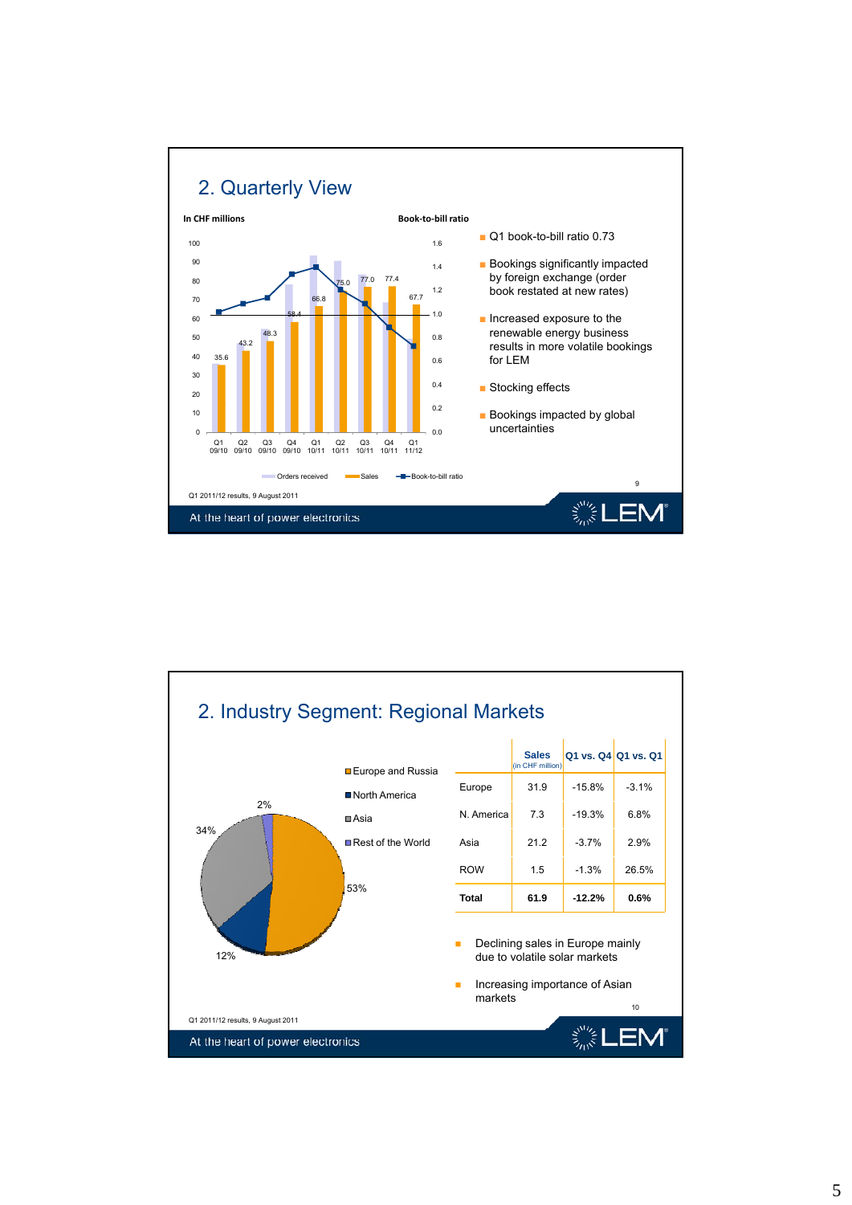## 2. Quarterly View

In CHF millions

Book-to-bill ratio

| Quarter | Sales |
|---|---|
| Q1 09/10 | 35.6 |
| Q2 09/10 | 43.2 |
| Q3 09/10 | 48.3 |
| Q4 09/10 | 58.4 |
| Q1 10/11 | 66.8 |
| Q2 10/11 | 75.0 |
| Q3 10/11 | 77.0 |
| Q4 10/11 | 77.4 |
| Q1 11/12 | 67.7 |

Orders received — Sales — Book-to-bill ratio

- Q1 book-to-bill ratio 0.73
- Bookings significantly impacted by foreign exchange (order book restated at new rates)
- Increased exposure to the renewable energy business results in more volatile bookings for LEM
- Stocking effects
- Bookings impacted by global uncertainties

Q1 2011/12 results, 9 August 2011

At the heart of power electronics

## 2. Industry Segment: Regional Markets

- Europe and Russia: 53%
- North America: 12%
- Asia: 34%
- Rest of the World: 2%

| | Sales (in CHF million) | Q1 vs. Q4 | Q1 vs. Q1 |
|---|---|---|---|
| Europe | 31.9 | -15.8% | -3.1% |
| N. America | 7.3 | -19.3% | 6.8% |
| Asia | 21.2 | -3.7% | 2.9% |
| ROW | 1.5 | -1.3% | 26.5% |
| **Total** | **61.9** | **-12.2%** | **0.6%** |

- Declining sales in Europe mainly due to volatile solar markets
- Increasing importance of Asian markets

Q1 2011/12 results, 9 August 2011

At the heart of power electronics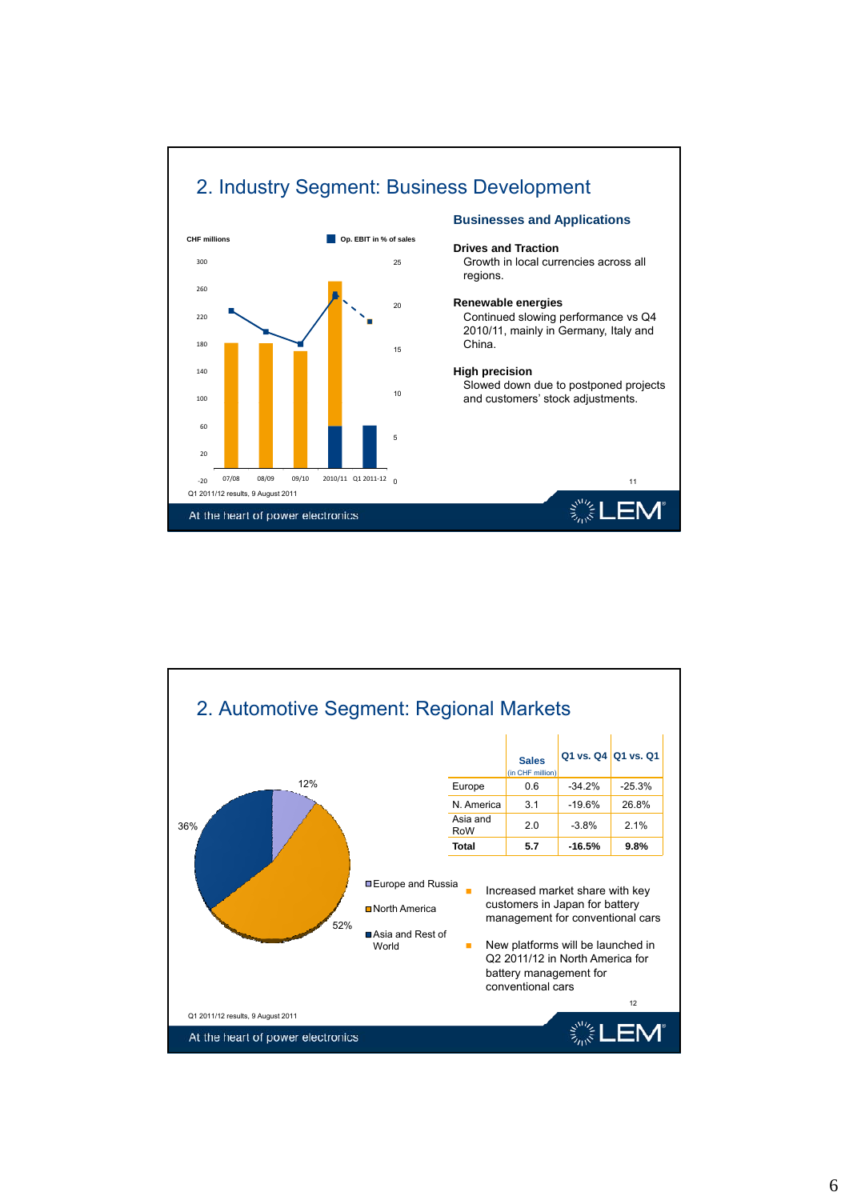## 2. Industry Segment: Business Development

CHF millions

Op. EBIT in % of sales

07/08 08/09 09/10 2010/11 Q1 2011-12

### Businesses and Applications

**Drives and Traction**
Growth in local currencies across all regions.

**Renewable energies**
Continued slowing performance vs Q4 2010/11, mainly in Germany, Italy and China.

**High precision**
Slowed down due to postponed projects and customers' stock adjustments.

Q1 2011/12 results, 9 August 2011

At the heart of power electronics

## 2. Automotive Segment: Regional Markets

| | Sales (in CHF million) | Q1 vs. Q4 | Q1 vs. Q1 |
|---|---|---|---|
| Europe | 0.6 | -34.2% | -25.3% |
| N. America | 3.1 | -19.6% | 26.8% |
| Asia and RoW | 2.0 | -3.8% | 2.1% |
| **Total** | **5.7** | **-16.5%** | **9.8%** |

12% Europe and Russia
52% North America
36% Asia and Rest of World

- Increased market share with key customers in Japan for battery management for conventional cars
- New platforms will be launched in Q2 2011/12 in North America for battery management for conventional cars

Q1 2011/12 results, 9 August 2011

At the heart of power electronics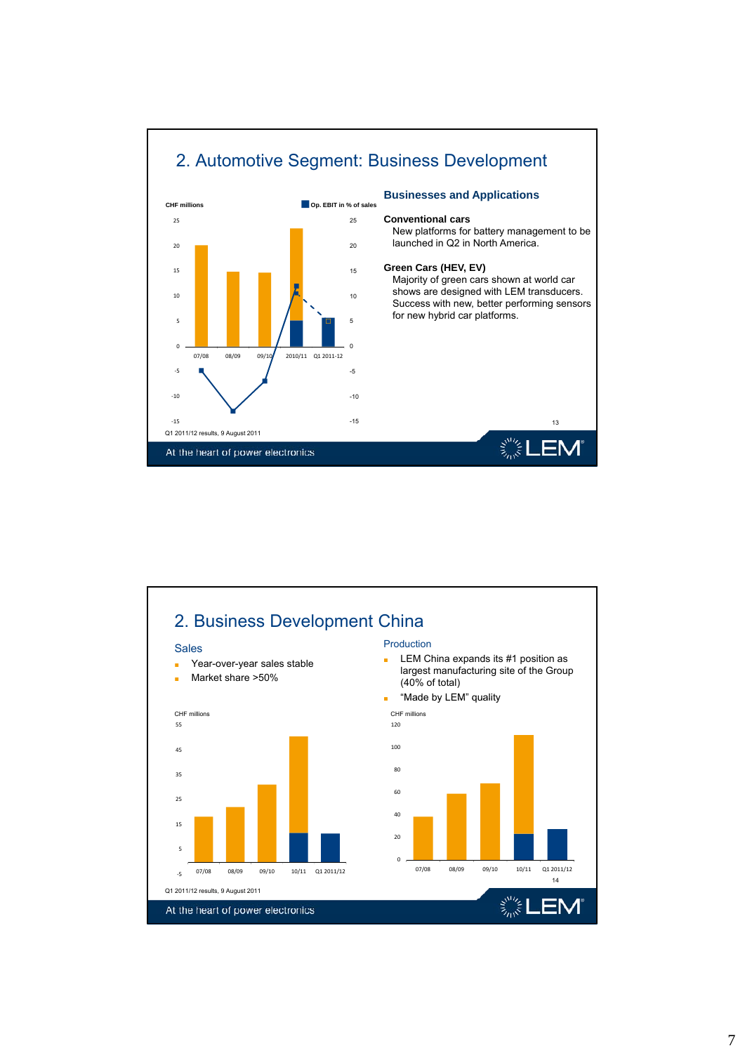## 2. Automotive Segment: Business Development

CHF millions

Op. EBIT in % of sales

07/08 08/09 09/10 2010/11 Q1 2011-12

Q1 2011/12 results, 9 August 2011

### Businesses and Applications

**Conventional cars**

New platforms for battery management to be launched in Q2 in North America.

**Green Cars (HEV, EV)**

Majority of green cars shown at world car shows are designed with LEM transducers. Success with new, better performing sensors for new hybrid car platforms.

At the heart of power electronics

## 2. Business Development China

### Sales

- Year-over-year sales stable
- Market share >50%

CHF millions

07/08 08/09 09/10 10/11 Q1 2011/12

### Production

- LEM China expands its #1 position as largest manufacturing site of the Group (40% of total)
- "Made by LEM" quality

CHF millions

07/08 08/09 09/10 10/11 Q1 2011/12

Q1 2011/12 results, 9 August 2011

At the heart of power electronics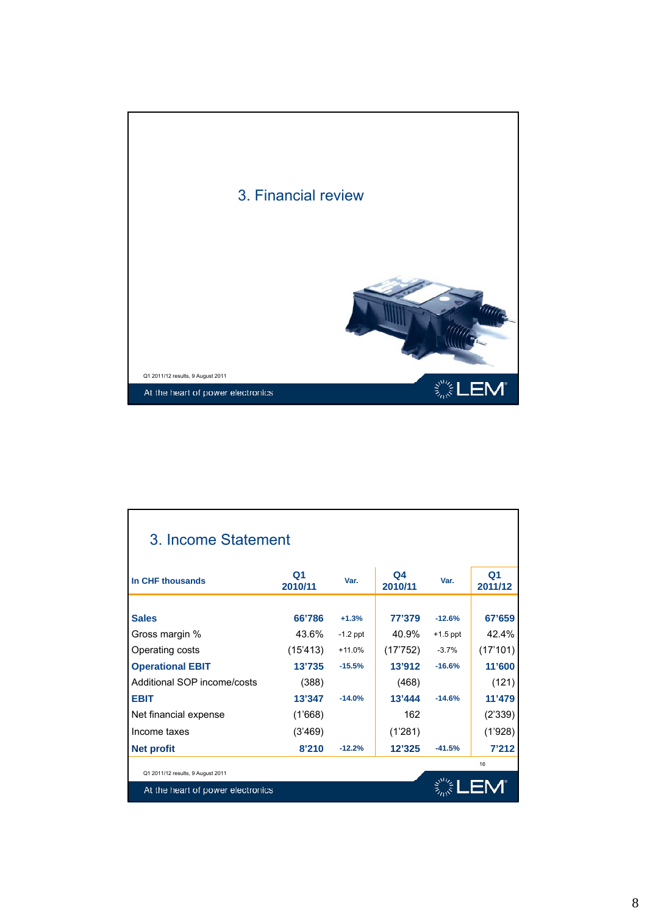# 3. Financial review

Q1 2011/12 results, 9 August 2011

At the heart of power electronics

## 3. Income Statement

| In CHF thousands | Q1 2010/11 | Var. | Q4 2010/11 | Var. | Q1 2011/12 |
|---|---|---|---|---|---|
| **Sales** | **66'786** | +1.3% | **77'379** | -12.6% | **67'659** |
| Gross margin % | 43.6% | -1.2 ppt | 40.9% | +1.5 ppt | 42.4% |
| Operating costs | (15'413) | +11.0% | (17'752) | -3.7% | (17'101) |
| **Operational EBIT** | **13'735** | -15.5% | **13'912** | -16.6% | **11'600** |
| Additional SOP income/costs | (388) | | (468) | | (121) |
| **EBIT** | **13'347** | -14.0% | **13'444** | -14.6% | **11'479** |
| Net financial expense | (1'668) | | 162 | | (2'339) |
| Income taxes | (3'469) | | (1'281) | | (1'928) |
| **Net profit** | **8'210** | -12.2% | **12'325** | -41.5% | **7'212** |

Q1 2011/12 results, 9 August 2011

At the heart of power electronics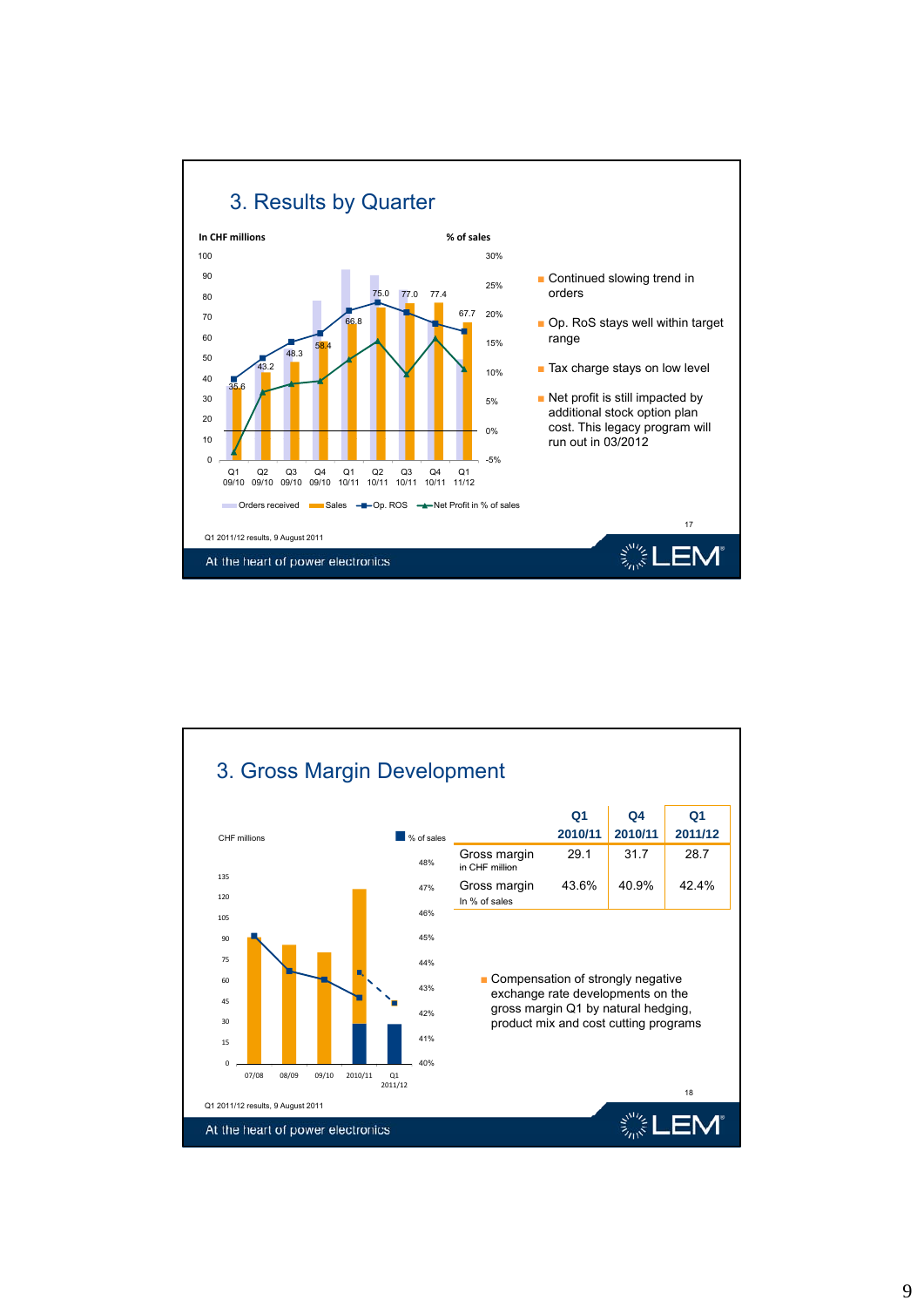## 3. Results by Quarter

In CHF millions | % of sales

| | Q1 09/10 | Q2 09/10 | Q3 09/10 | Q4 09/10 | Q1 10/11 | Q2 10/11 | Q3 10/11 | Q4 10/11 | Q1 11/12 |
|---|---|---|---|---|---|---|---|---|---|
| Sales | 35.6 | 43.2 | 48.3 | 58.4 | 66.8 | 75.0 | 77.0 | 77.4 | 67.7 |

Legend: Orders received, Sales, Op. ROS, Net Profit in % of sales

- Continued slowing trend in orders
- Op. RoS stays well within target range
- Tax charge stays on low level
- Net profit is still impacted by additional stock option plan cost. This legacy program will run out in 03/2012

Q1 2011/12 results, 9 August 2011

At the heart of power electronics

## 3. Gross Margin Development

CHF millions | % of sales

Chart periods: 07/08, 08/09, 09/10, 2010/11, Q1 2011/12

| | Q1 2010/11 | Q4 2010/11 | Q1 2011/12 |
|---|---|---|---|
| Gross margin in CHF million | 29.1 | 31.7 | 28.7 |
| Gross margin In % of sales | 43.6% | 40.9% | 42.4% |

- Compensation of strongly negative exchange rate developments on the gross margin Q1 by natural hedging, product mix and cost cutting programs

Q1 2011/12 results, 9 August 2011

At the heart of power electronics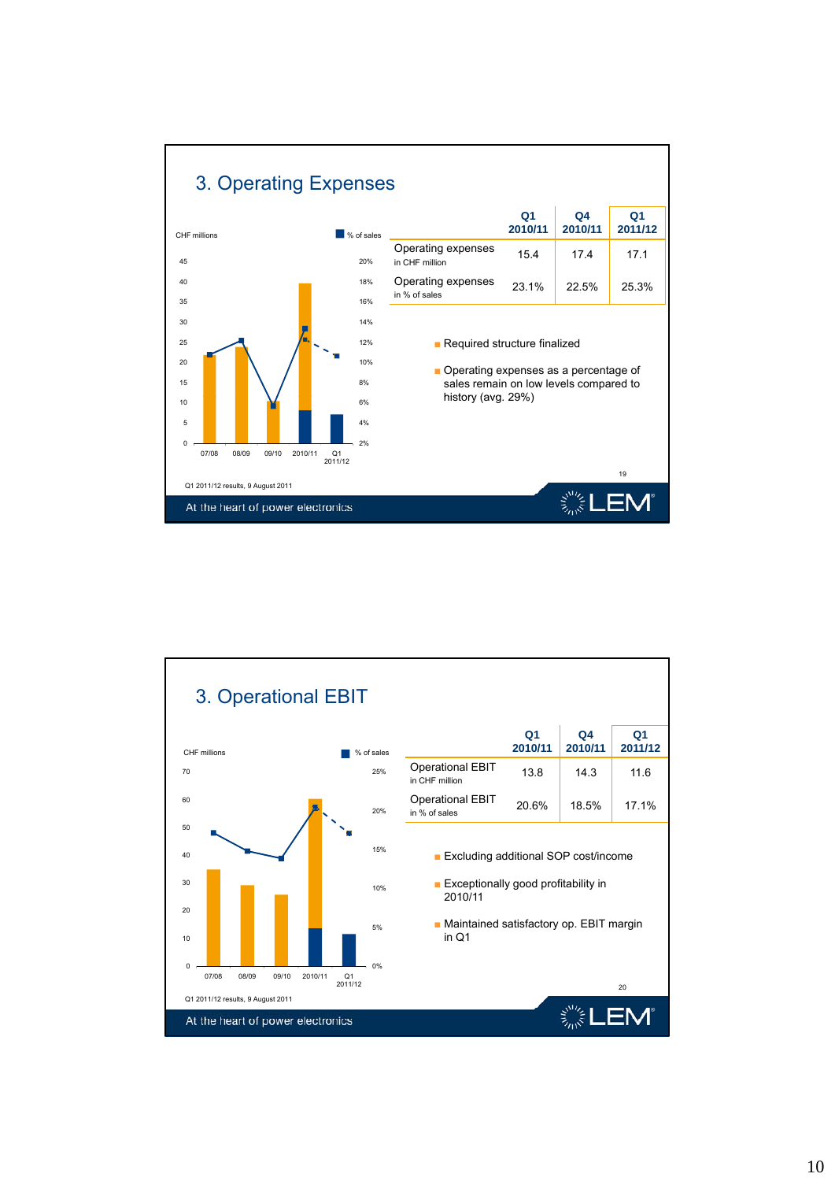## 3. Operating Expenses

CHF millions / % of sales

(Chart: 07/08, 08/09, 09/10, 2010/11, Q1 2011/12)

| | Q1 2010/11 | Q4 2010/11 | Q1 2011/12 |
|---|---|---|---|
| Operating expenses in CHF million | 15.4 | 17.4 | 17.1 |
| Operating expenses in % of sales | 23.1% | 22.5% | 25.3% |

- Required structure finalized
- Operating expenses as a percentage of sales remain on low levels compared to history (avg. 29%)

Q1 2011/12 results, 9 August 2011

At the heart of power electronics

## 3. Operational EBIT

CHF millions / % of sales

(Chart: 07/08, 08/09, 09/10, 2010/11, Q1 2011/12)

| | Q1 2010/11 | Q4 2010/11 | Q1 2011/12 |
|---|---|---|---|
| Operational EBIT in CHF million | 13.8 | 14.3 | 11.6 |
| Operational EBIT in % of sales | 20.6% | 18.5% | 17.1% |

- Excluding additional SOP cost/income
- Exceptionally good profitability in 2010/11
- Maintained satisfactory op. EBIT margin in Q1

Q1 2011/12 results, 9 August 2011

At the heart of power electronics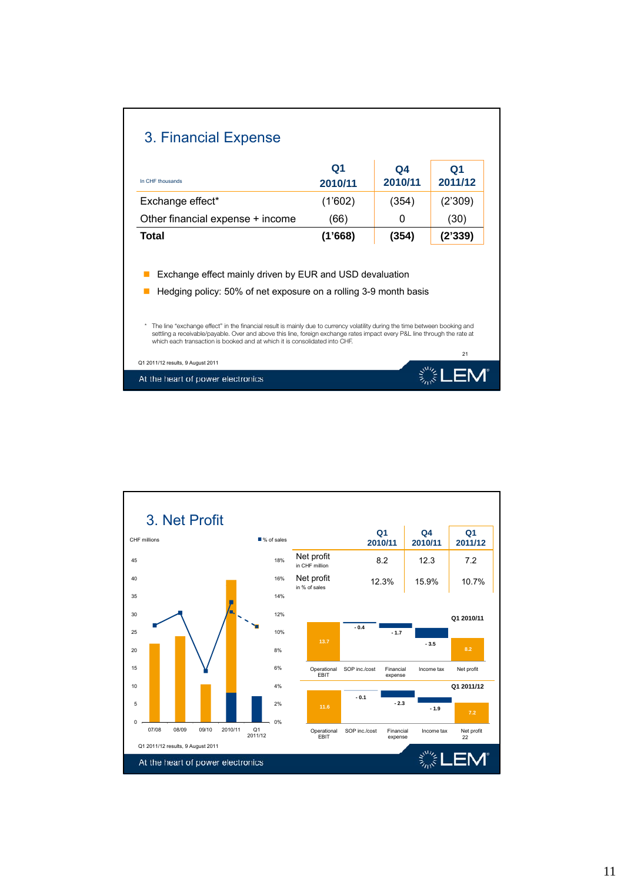## 3. Financial Expense

| In CHF thousands | Q1 2010/11 | Q4 2010/11 | Q1 2011/12 |
|---|---|---|---|
| Exchange effect* | (1'602) | (354) | (2'309) |
| Other financial expense + income | (66) | 0 | (30) |
| **Total** | **(1'668)** | **(354)** | **(2'339)** |

- Exchange effect mainly driven by EUR and USD devaluation
- Hedging policy: 50% of net exposure on a rolling 3-9 month basis

\* The line "exchange effect" in the financial result is mainly due to currency volatility during the time between booking and settling a receivable/payable. Over and above this line, foreign exchange rates impact every P&L line through the rate at which each transaction is booked and at which it is consolidated into CHF.

Q1 2011/12 results, 9 August 2011

At the heart of power electronics

## 3. Net Profit

| | Q1 2010/11 | Q4 2010/11 | Q1 2011/12 |
|---|---|---|---|
| Net profit (in CHF million) | 8.2 | 12.3 | 7.2 |
| Net profit (in % of sales) | 12.3% | 15.9% | 10.7% |

CHF millions / % of sales

| | 07/08 | 08/09 | 09/10 | 2010/11 | Q1 2011/12 |
|---|---|---|---|---|---|

Q1 2010/11

| Operational EBIT | SOP inc./cost | Financial expense | Income tax | Net profit |
|---|---|---|---|---|
| 13.7 | - 0.4 | - 1.7 | - 3.5 | 8.2 |

Q1 2011/12

| Operational EBIT | SOP inc./cost | Financial expense | Income tax | Net profit |
|---|---|---|---|---|
| 11.6 | - 0.1 | - 2.3 | - 1.9 | 7.2 |

Q1 2011/12 results, 9 August 2011

At the heart of power electronics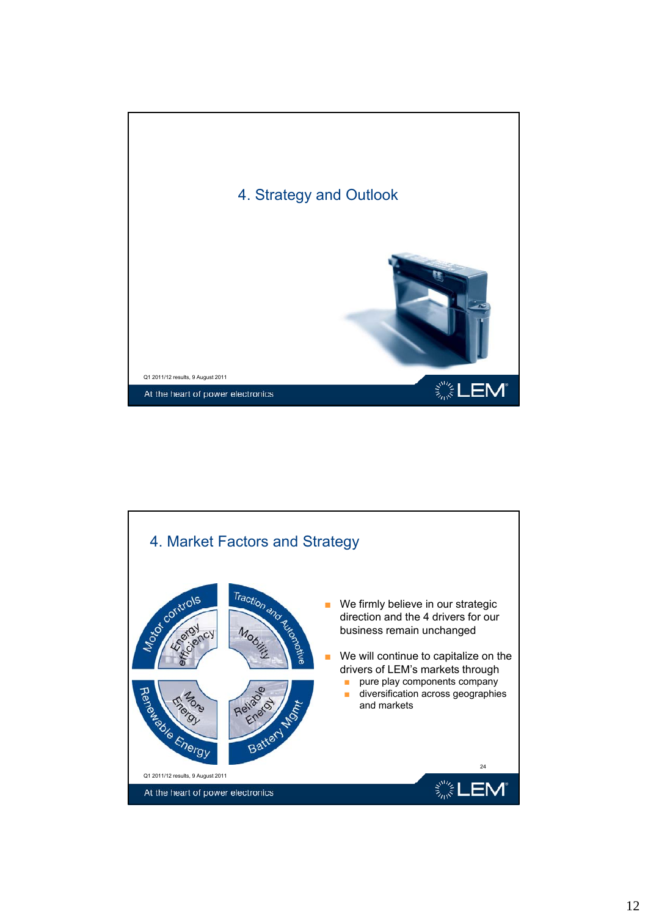# 4. Strategy and Outlook

Q1 2011/12 results, 9 August 2011

At the heart of power electronics

## 4. Market Factors and Strategy

Motor controls — Energy efficiency

Traction and Automotive — Mobility

Renewable Energy — More Energy

Battery Mgmt — Reliable Energy

- We firmly believe in our strategic direction and the 4 drivers for our business remain unchanged
- We will continue to capitalize on the drivers of LEM's markets through
  - pure play components company
  - diversification across geographies and markets

Q1 2011/12 results, 9 August 2011

At the heart of power electronics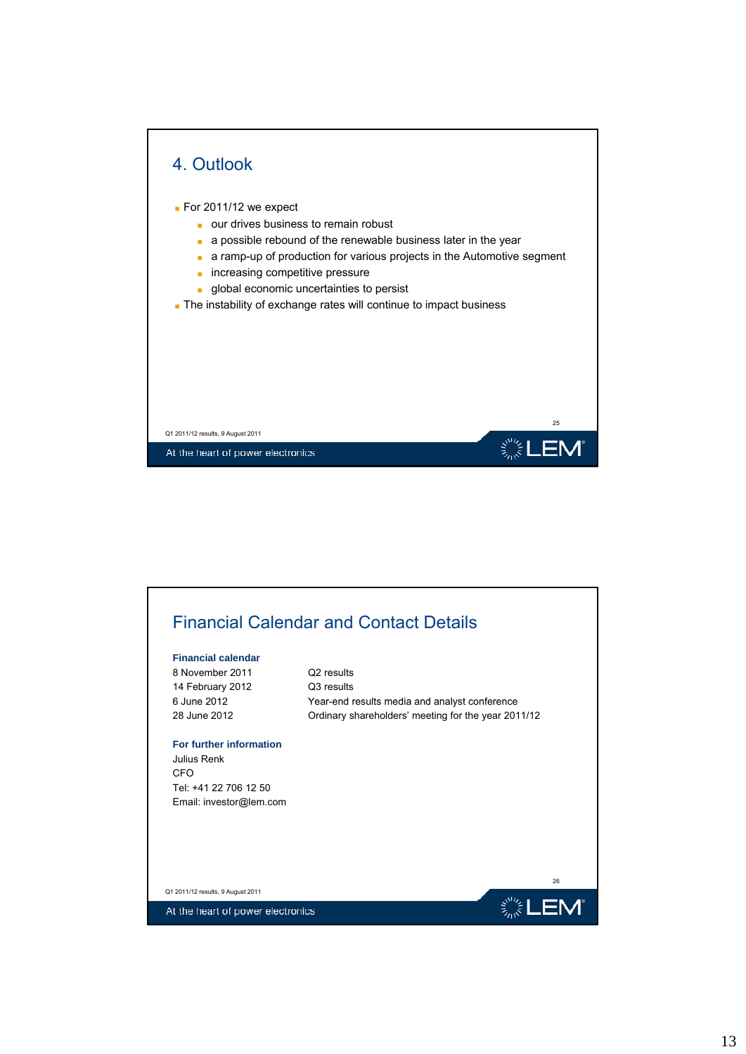## 4. Outlook

- For 2011/12 we expect
  - our drives business to remain robust
  - a possible rebound of the renewable business later in the year
  - a ramp-up of production for various projects in the Automotive segment
  - increasing competitive pressure
  - global economic uncertainties to persist
- The instability of exchange rates will continue to impact business

## Financial Calendar and Contact Details

**Financial calendar**

| | |
|---|---|
| 8 November 2011 | Q2 results |
| 14 February 2012 | Q3 results |
| 6 June 2012 | Year-end results media and analyst conference |
| 28 June 2012 | Ordinary shareholders' meeting for the year 2011/12 |

**For further information**

Julius Renk
CFO
Tel: +41 22 706 12 50
Email: investor@lem.com